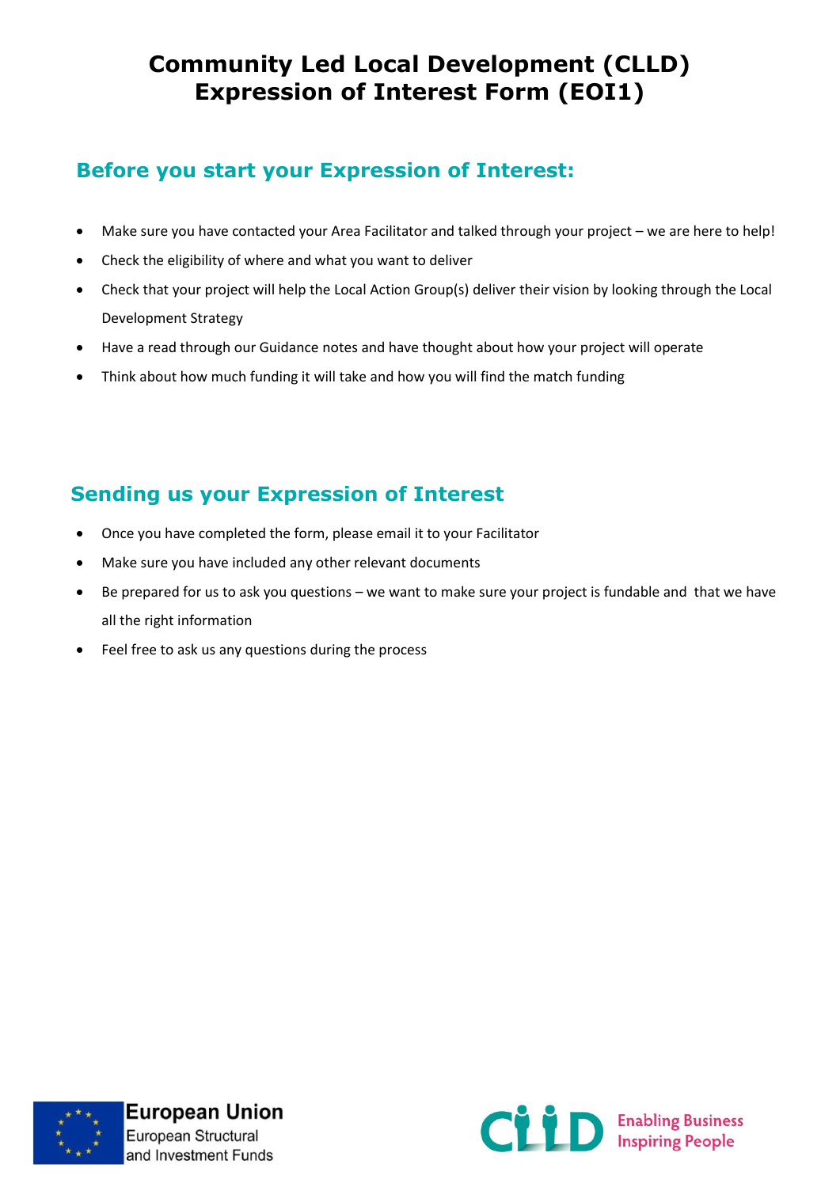# Community Led Local Development (CLLD) Expression of Interest Form (EOI1)

## Before you start your Expression of Interest:

- Make sure you have contacted your Area Facilitator and talked through your project – we are here to help!
- Check the eligibility of where and what you want to deliver
- Check that your project will help the Local Action Group(s) deliver their vision by looking through the Local Development Strategy
- Have a read through our Guidance notes and have thought about how your project will operate
- Think about how much funding it will take and how you will find the match funding

## Sending us your Expression of Interest

- Once you have completed the form, please email it to your Facilitator
- Make sure you have included any other relevant documents
- Be prepared for us to ask you questions – we want to make sure your project is fundable and that we have all the right information
- Feel free to ask us any questions during the process

European Union
European Structural and Investment Funds

CLLD Enabling Business Inspiring People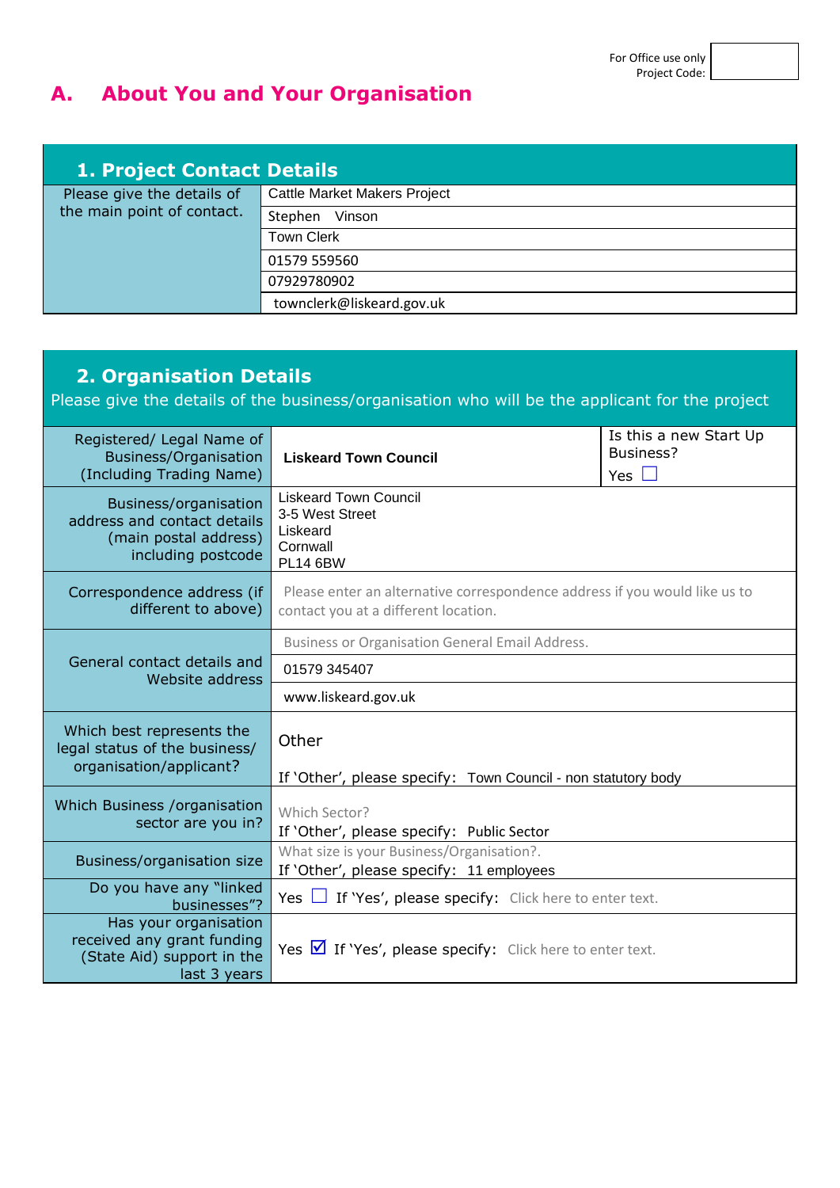For Office use only
Project Code:

# A. About You and Your Organisation

## 1. Project Contact Details

| Please give the details of the main point of contact. | |
|---|---|
| | Cattle Market Makers Project |
| | Stephen Vinson |
| | Town Clerk |
| | 01579 559560 |
| | 07929780902 |
| | townclerk@liskeard.gov.uk |

## 2. Organisation Details

Please give the details of the business/organisation who will be the applicant for the project

| | | |
|---|---|---|
| Registered/ Legal Name of Business/Organisation (Including Trading Name) | **Liskeard Town Council** | Is this a new Start Up Business? Yes ☐ |
| Business/organisation address and contact details (main postal address) including postcode | Liskeard Town Council<br>3-5 West Street<br>Liskeard<br>Cornwall<br>PL14 6BW | |
| Correspondence address (if different to above) | Please enter an alternative correspondence address if you would like us to contact you at a different location. | |
| General contact details and Website address | Business or Organisation General Email Address.<br>01579 345407<br>www.liskeard.gov.uk | |
| Which best represents the legal status of the business/ organisation/applicant? | Other<br>If 'Other', please specify: Town Council - non statutory body | |
| Which Business /organisation sector are you in? | Which Sector?<br>If 'Other', please specify: Public Sector | |
| Business/organisation size | What size is your Business/Organisation?.<br>If 'Other', please specify: 11 employees | |
| Do you have any "linked businesses"? | Yes ☐ If 'Yes', please specify: Click here to enter text. | |
| Has your organisation received any grant funding (State Aid) support in the last 3 years | Yes ☑ If 'Yes', please specify: Click here to enter text. | |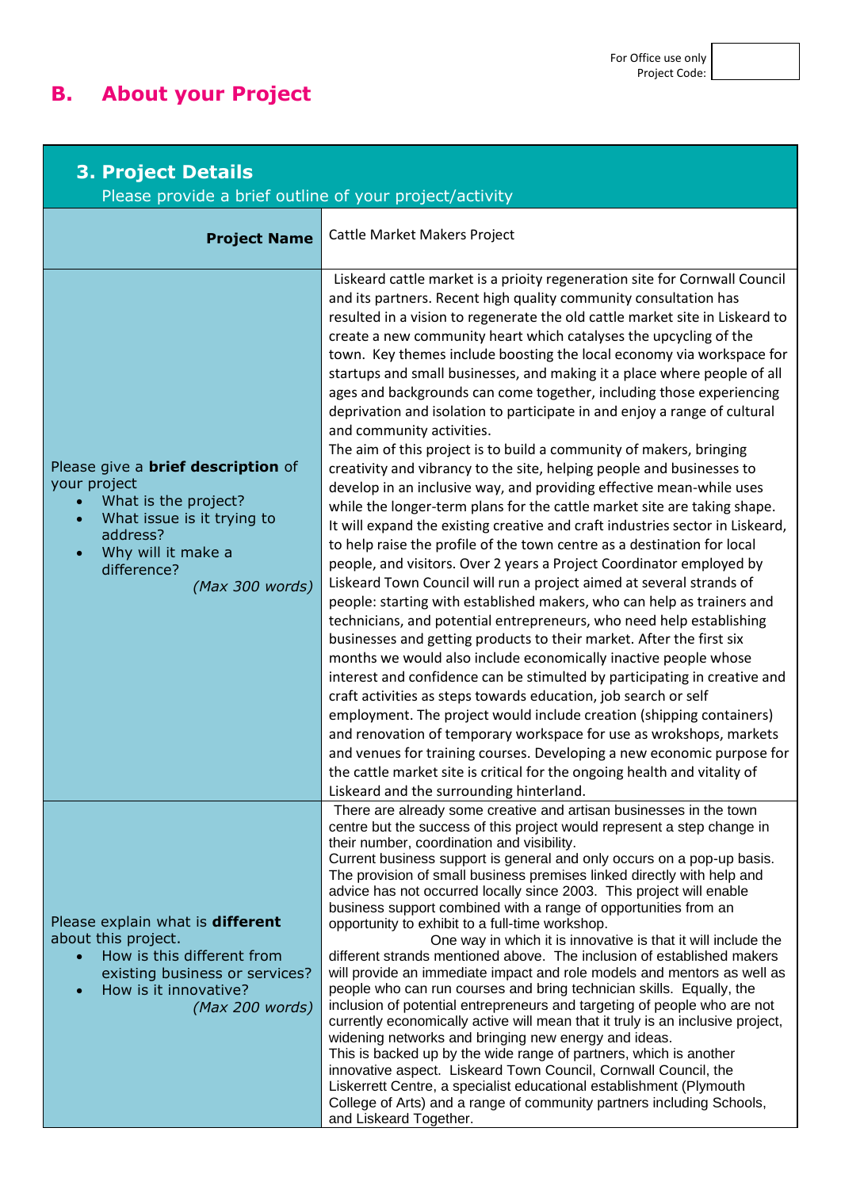For Office use only
Project Code:

## B. About your Project

| **3. Project Details** Please provide a brief outline of your project/activity | |
|---|---|
| **Project Name** | Cattle Market Makers Project |
| Please give a **brief description** of your project<br>• What is the project?<br>• What issue is it trying to address?<br>• Why will it make a difference?<br>*(Max 300 words)* | Liskeard cattle market is a prioity regeneration site for Cornwall Council and its partners. Recent high quality community consultation has resulted in a vision to regenerate the old cattle market site in Liskeard to create a new community heart which catalyses the upcycling of the town. Key themes include boosting the local economy via workspace for startups and small businesses, and making it a place where people of all ages and backgrounds can come together, including those experiencing deprivation and isolation to participate in and enjoy a range of cultural and community activities.<br>The aim of this project is to build a community of makers, bringing creativity and vibrancy to the site, helping people and businesses to develop in an inclusive way, and providing effective mean-while uses while the longer-term plans for the cattle market site are taking shape. It will expand the existing creative and craft industries sector in Liskeard, to help raise the profile of the town centre as a destination for local people, and visitors. Over 2 years a Project Coordinator employed by Liskeard Town Council will run a project aimed at several strands of people: starting with established makers, who can help as trainers and technicians, and potential entrepreneurs, who need help establishing businesses and getting products to their market. After the first six months we would also include economically inactive people whose interest and confidence can be stimulted by participating in creative and craft activities as steps towards education, job search or self employment. The project would include creation (shipping containers) and renovation of temporary workspace for use as wrokshops, markets and venues for training courses. Developing a new economic purpose for the cattle market site is critical for the ongoing health and vitality of Liskeard and the surrounding hinterland. |
| Please explain what is **different** about this project.<br>• How is this different from existing business or services?<br>• How is it innovative?<br>*(Max 200 words)* | There are already some creative and artisan businesses in the town centre but the success of this project would represent a step change in their number, coordination and visibility.<br>Current business support is general and only occurs on a pop-up basis. The provision of small business premises linked directly with help and advice has not occurred locally since 2003. This project will enable business support combined with a range of opportunities from an opportunity to exhibit to a full-time workshop.<br>One way in which it is innovative is that it will include the different strands mentioned above. The inclusion of established makers will provide an immediate impact and role models and mentors as well as people who can run courses and bring technician skills. Equally, the inclusion of potential entrepreneurs and targeting of people who are not currently economically active will mean that it truly is an inclusive project, widening networks and bringing new energy and ideas.<br>This is backed up by the wide range of partners, which is another innovative aspect. Liskeard Town Council, Cornwall Council, the Liskerrett Centre, a specialist educational establishment (Plymouth College of Arts) and a range of community partners including Schools, and Liskeard Together. |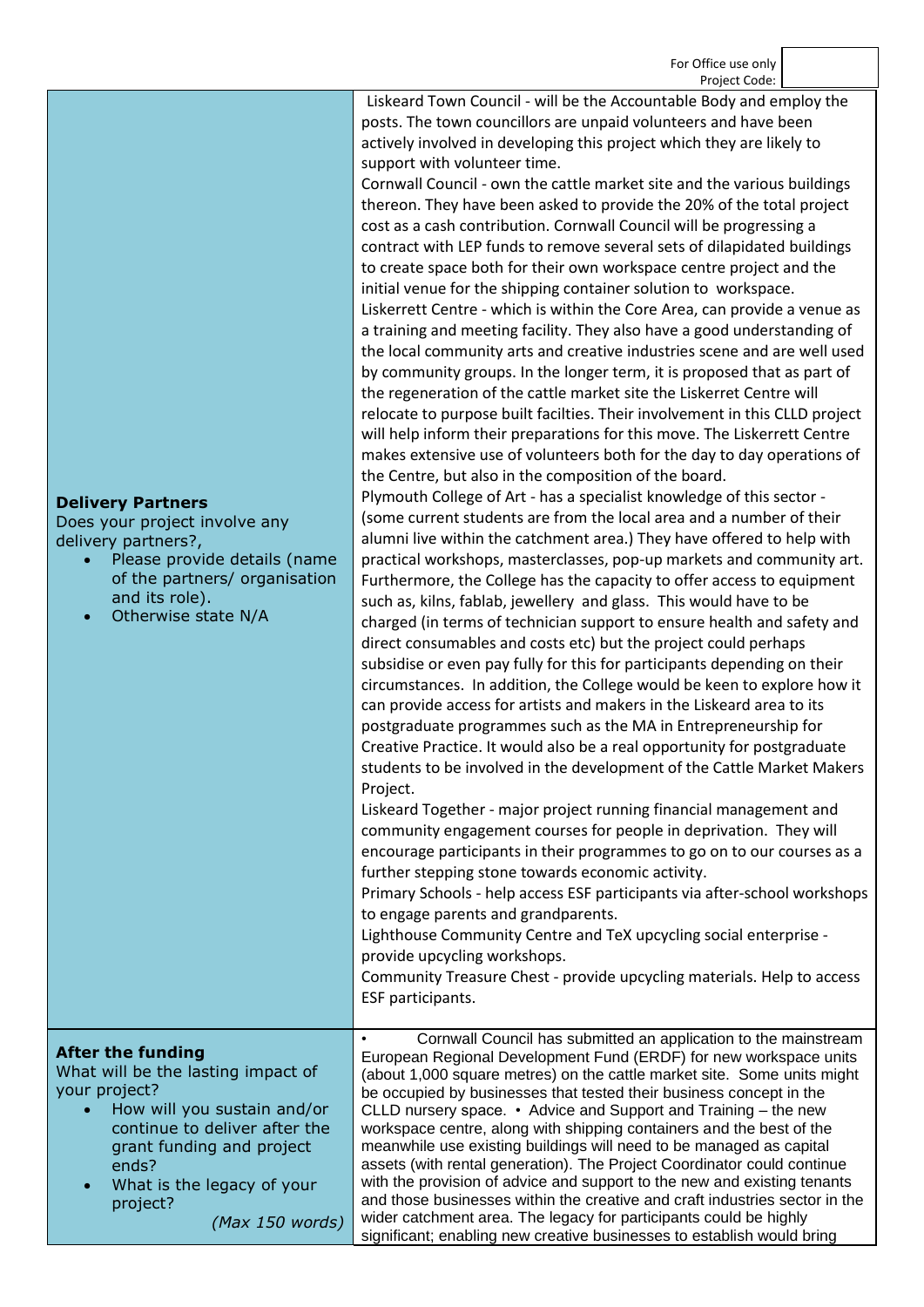For Office use only Project Code:

| | |
|---|---|
| **Delivery Partners**<br>Does your project involve any delivery partners?,<br>• Please provide details (name of the partners/ organisation and its role).<br>• Otherwise state N/A | Liskeard Town Council - will be the Accountable Body and employ the posts. The town councillors are unpaid volunteers and have been actively involved in developing this project which they are likely to support with volunteer time.<br>Cornwall Council - own the cattle market site and the various buildings thereon. They have been asked to provide the 20% of the total project cost as a cash contribution. Cornwall Council will be progressing a contract with LEP funds to remove several sets of dilapidated buildings to create space both for their own workspace centre project and the initial venue for the shipping container solution to workspace.<br>Liskerrett Centre - which is within the Core Area, can provide a venue as a training and meeting facility. They also have a good understanding of the local community arts and creative industries scene and are well used by community groups. In the longer term, it is proposed that as part of the regeneration of the cattle market site the Liskerret Centre will relocate to purpose built facilties. Their involvement in this CLLD project will help inform their preparations for this move. The Liskerrett Centre makes extensive use of volunteers both for the day to day operations of the Centre, but also in the composition of the board.<br>Plymouth College of Art - has a specialist knowledge of this sector - (some current students are from the local area and a number of their alumni live within the catchment area.) They have offered to help with practical workshops, masterclasses, pop-up markets and community art. Furthermore, the College has the capacity to offer access to equipment such as, kilns, fablab, jewellery and glass. This would have to be charged (in terms of technician support to ensure health and safety and direct consumables and costs etc) but the project could perhaps subsidise or even pay fully for this for participants depending on their circumstances. In addition, the College would be keen to explore how it can provide access for artists and makers in the Liskeard area to its postgraduate programmes such as the MA in Entrepreneurship for Creative Practice. It would also be a real opportunity for postgraduate students to be involved in the development of the Cattle Market Makers Project.<br>Liskeard Together - major project running financial management and community engagement courses for people in deprivation. They will encourage participants in their programmes to go on to our courses as a further stepping stone towards economic activity.<br>Primary Schools - help access ESF participants via after-school workshops to engage parents and grandparents.<br>Lighthouse Community Centre and TeX upcycling social enterprise - provide upcycling workshops.<br>Community Treasure Chest - provide upcycling materials. Help to access ESF participants. |
| **After the funding**<br>What will be the lasting impact of your project?<br>• How will you sustain and/or continue to deliver after the grant funding and project ends?<br>• What is the legacy of your project?<br>*(Max 150 words)* | • Cornwall Council has submitted an application to the mainstream European Regional Development Fund (ERDF) for new workspace units (about 1,000 square metres) on the cattle market site. Some units might be occupied by businesses that tested their business concept in the CLLD nursery space. • Advice and Support and Training – the new workspace centre, along with shipping containers and the best of the meanwhile use existing buildings will need to be managed as capital assets (with rental generation). The Project Coordinator could continue with the provision of advice and support to the new and existing tenants and those businesses within the creative and craft industries sector in the wider catchment area. The legacy for participants could be highly significant; enabling new creative businesses to establish would bring |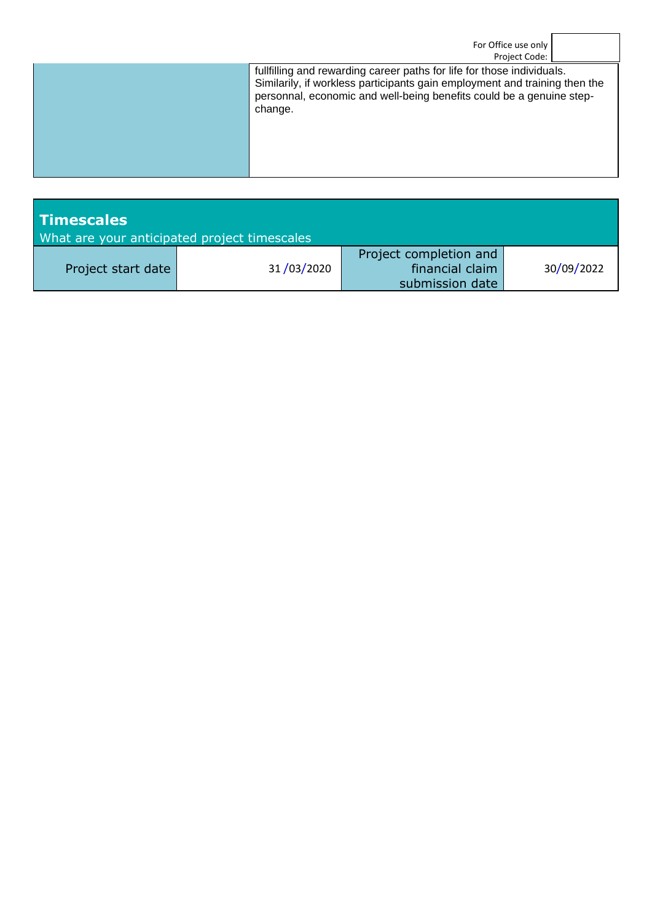For Office use only
Project Code:

| | |
|---|---|
| | fullfilling and rewarding career paths for life for those individuals. Similarily, if workless participants gain employment and training then the personnal, economic and well-being benefits could be a genuine step-change. |

## Timescales

What are your anticipated project timescales

| Project start date | 31 /03/2020 | Project completion and financial claim submission date | 30/09/2022 |
|---|---|---|---|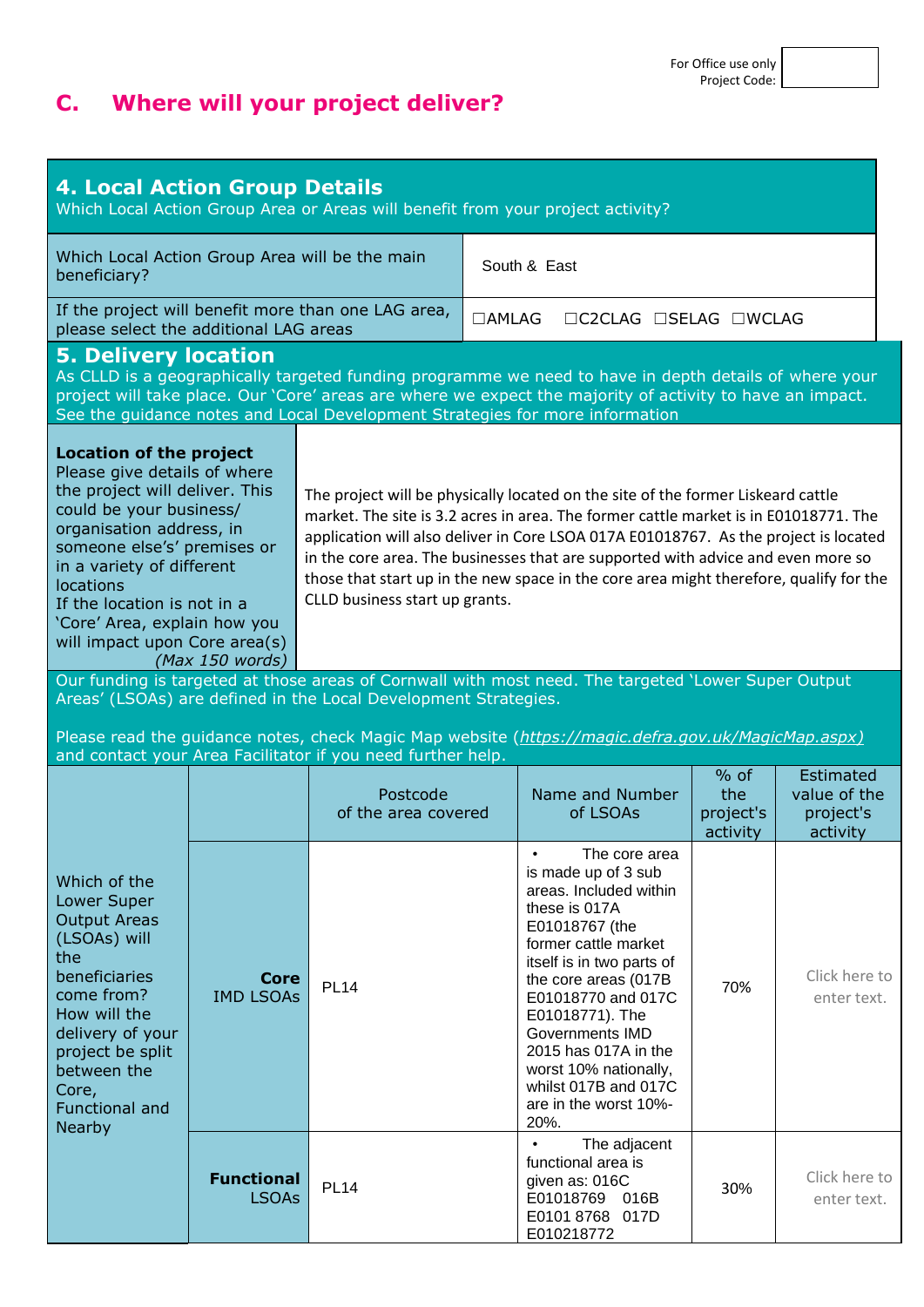For Office use only
Project Code:

## C. Where will your project deliver?

### 4. Local Action Group Details

Which Local Action Group Area or Areas will benefit from your project activity?

| | |
|---|---|
| Which Local Action Group Area will be the main beneficiary? | South & East |
| If the project will benefit more than one LAG area, please select the additional LAG areas | ☐AMLAG ☐C2CLAG ☐SELAG ☐WCLAG |

### 5. Delivery location

As CLLD is a geographically targeted funding programme we need to have in depth details of where your project will take place. Our 'Core' areas are where we expect the majority of activity to have an impact. See the guidance notes and Local Development Strategies for more information

| | |
|---|---|
| **Location of the project** Please give details of where the project will deliver. This could be your business/ organisation address, in someone else's premises or in a variety of different locations If the location is not in a 'Core' Area, explain how you will impact upon Core area(s) *(Max 150 words)* | The project will be physically located on the site of the former Liskeard cattle market. The site is 3.2 acres in area. The former cattle market is in E01018771. The application will also deliver in Core LSOA 017A E01018767. As the project is located in the core area. The businesses that are supported with advice and even more so those that start up in the new space in the core area might therefore, qualify for the CLLD business start up grants. |

Our funding is targeted at those areas of Cornwall with most need. The targeted 'Lower Super Output Areas' (LSOAs) are defined in the Local Development Strategies.

Please read the guidance notes, check Magic Map website (*https://magic.defra.gov.uk/MagicMap.aspx*) and contact your Area Facilitator if you need further help.

| | | Postcode of the area covered | Name and Number of LSOAs | % of the project's activity | Estimated value of the project's activity |
|---|---|---|---|---|---|
| Which of the Lower Super Output Areas (LSOAs) will the beneficiaries come from? How will the delivery of your project be split between the Core, Functional and Nearby | **Core** IMD LSOAs | PL14 | • The core area is made up of 3 sub areas. Included within these is 017A E01018767 (the former cattle market itself is in two parts of the core areas (017B E01018770 and 017C E01018771). The Governments IMD 2015 has 017A in the worst 10% nationally, whilst 017B and 017C are in the worst 10%-20%. | 70% | Click here to enter text. |
| | **Functional** LSOAs | PL14 | • The adjacent functional area is given as: 016C E01018769 016B E0101 8768 017D E010218772 | 30% | Click here to enter text. |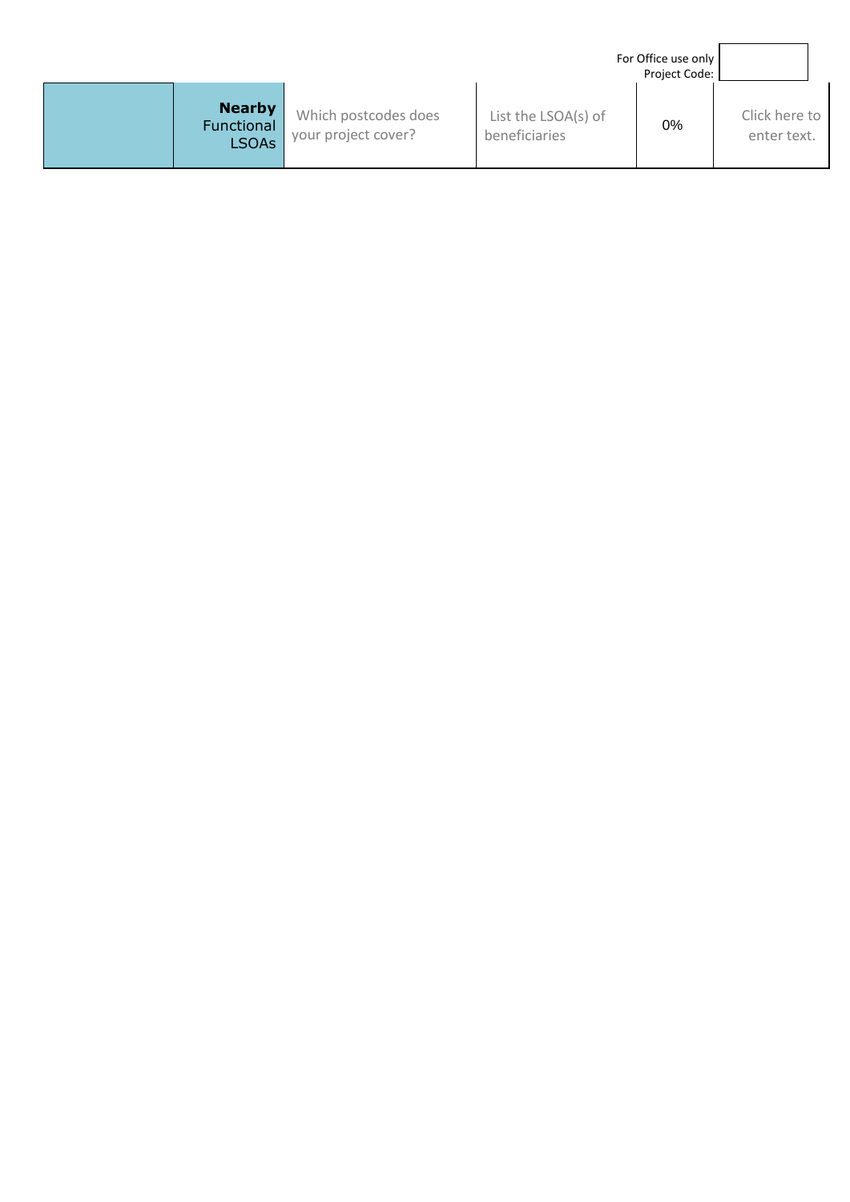For Office use only
Project Code:

| | **Nearby** Functional LSOAs | Which postcodes does your project cover? | List the LSOA(s) of beneficiaries | 0% | Click here to enter text. |
|---|---|---|---|---|---|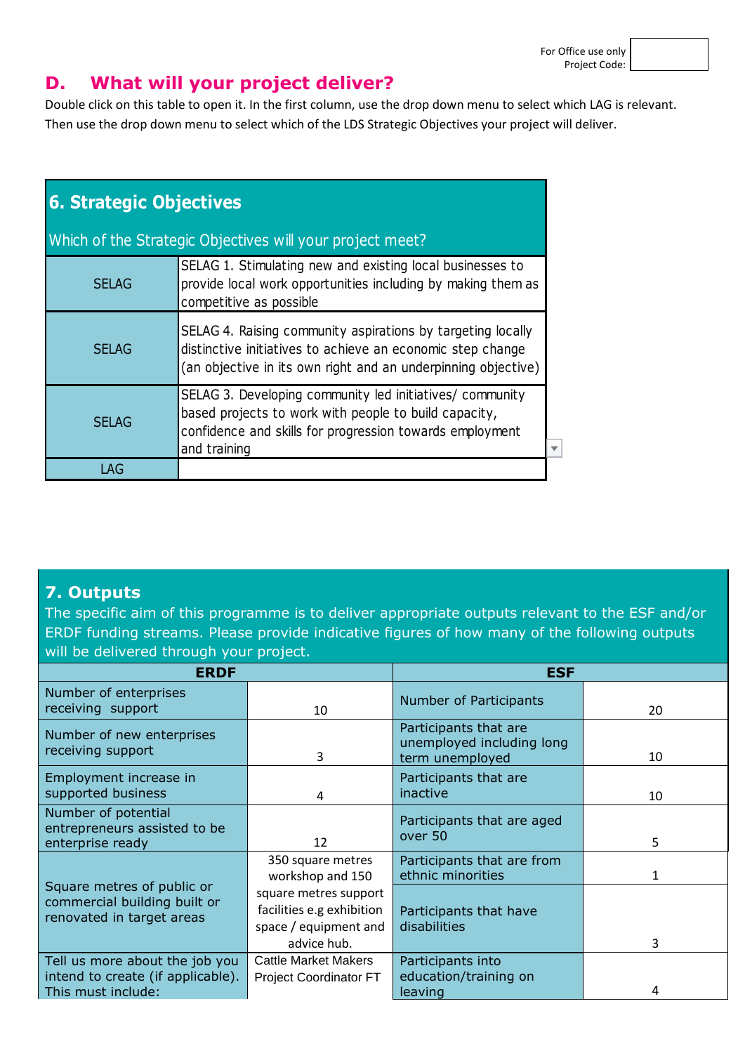For Office use only
Project Code:

# D. What will your project deliver?

Double click on this table to open it. In the first column, use the drop down menu to select which LAG is relevant. Then use the drop down menu to select which of the LDS Strategic Objectives your project will deliver.

| 6. Strategic Objectives | |
|---|---|
| Which of the Strategic Objectives will your project meet? | |
| SELAG | SELAG 1. Stimulating new and existing local businesses to provide local work opportunities including by making them as competitive as possible |
| SELAG | SELAG 4. Raising community aspirations by targeting locally distinctive initiatives to achieve an economic step change (an objective in its own right and an underpinning objective) |
| SELAG | SELAG 3. Developing community led initiatives/ community based projects to work with people to build capacity, confidence and skills for progression towards employment and training |
| LAG | |

## 7. Outputs

The specific aim of this programme is to deliver appropriate outputs relevant to the ESF and/or ERDF funding streams. Please provide indicative figures of how many of the following outputs will be delivered through your project.

| ERDF | | ESF | |
|---|---|---|---|
| Number of enterprises receiving support | 10 | Number of Participants | 20 |
| Number of new enterprises receiving support | 3 | Participants that are unemployed including long term unemployed | 10 |
| Employment increase in supported business | 4 | Participants that are inactive | 10 |
| Number of potential entrepreneurs assisted to be enterprise ready | 12 | Participants that are aged over 50 | 5 |
| Square metres of public or commercial building built or renovated in target areas | 350 square metres workshop and 150 square metres support facilities e.g exhibition space / equipment and advice hub. | Participants that are from ethnic minorities | 1 |
| | | Participants that have disabilities | 3 |
| Tell us more about the job you intend to create (if applicable). This must include: | Cattle Market Makers Project Coordinator FT | Participants into education/training on leaving | 4 |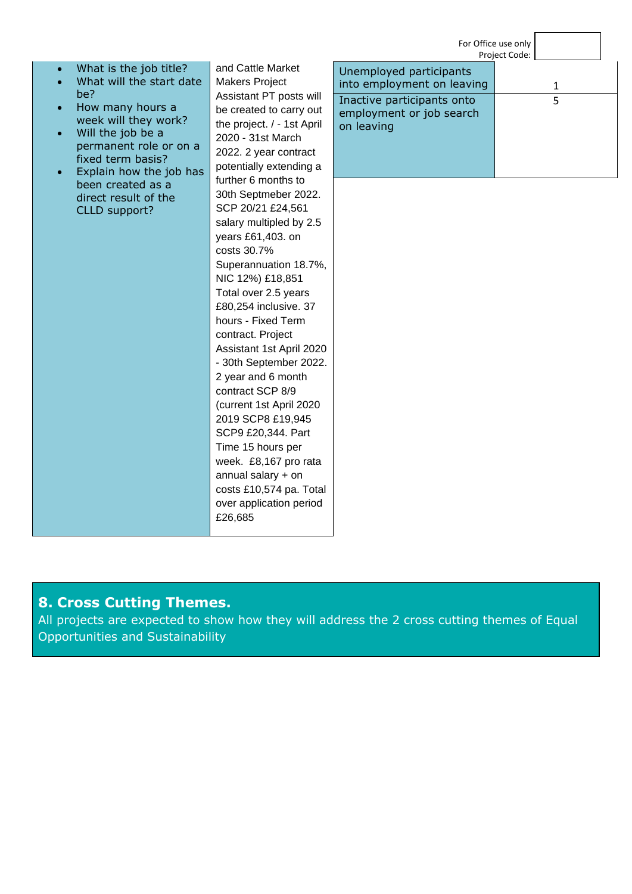For Office use only
Project Code:

| • What is the job title?<br>• What will the start date be?<br>• How many hours a week will they work?<br>• Will the job be a permanent role or on a fixed term basis?<br>• Explain how the job has been created as a direct result of the CLLD support? | and Cattle Market Makers Project Assistant PT posts will be created to carry out the project. / - 1st April 2020 - 31st March 2022. 2 year contract potentially extending a further 6 months to 30th Septmeber 2022. SCP 20/21 £24,561 salary multipled by 2.5 years £61,403. on costs 30.7% Superannuation 18.7%, NIC 12%) £18,851 Total over 2.5 years £80,254 inclusive. 37 hours - Fixed Term contract. Project Assistant 1st April 2020 - 30th September 2022. 2 year and 6 month contract SCP 8/9 (current 1st April 2020 2019 SCP8 £19,945 SCP9 £20,344. Part Time 15 hours per week. £8,167 pro rata annual salary + on costs £10,574 pa. Total over application period £26,685 |
|---|---|

| Unemployed participants into employment on leaving | 1 |
|---|---|
| Inactive participants onto employment or job search on leaving | 5 |

## 8. Cross Cutting Themes.

All projects are expected to show how they will address the 2 cross cutting themes of Equal Opportunities and Sustainability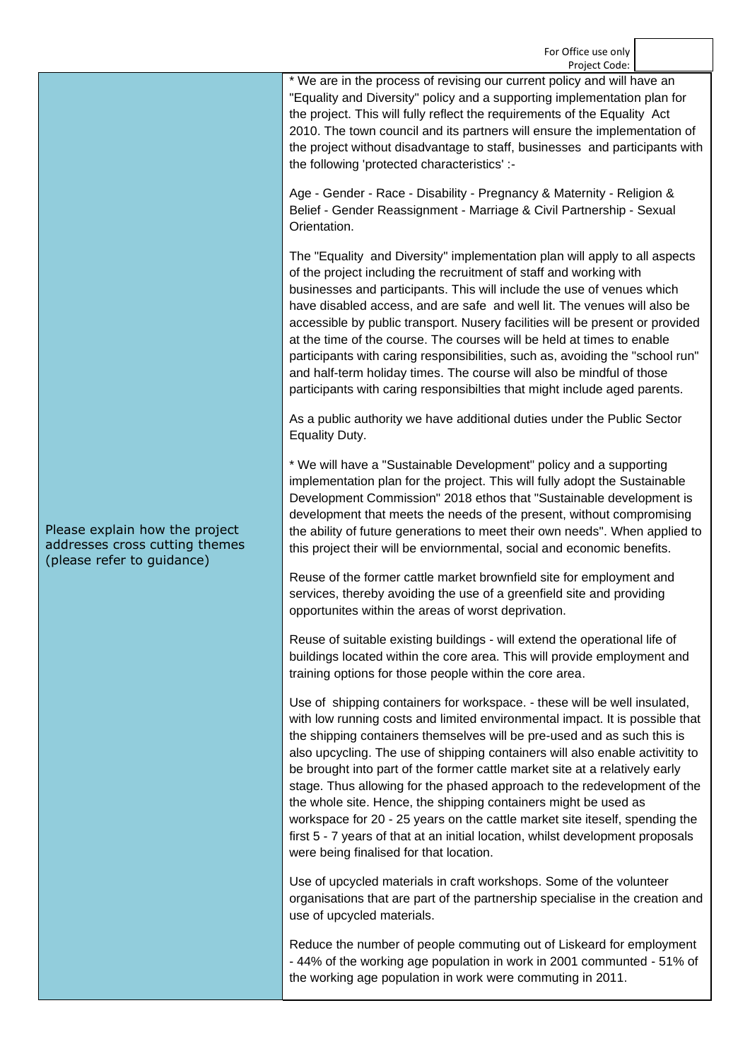For Office use only
Project Code:

| Please explain how the project addresses cross cutting themes (please refer to guidance) | * We are in the process of revising our current policy and will have an "Equality and Diversity" policy and a supporting implementation plan for the project. This will fully reflect the requirements of the Equality Act 2010. The town council and its partners will ensure the implementation of the project without disadvantage to staff, businesses and participants with the following 'protected characteristics' :-<br><br>Age - Gender - Race - Disability - Pregnancy & Maternity - Religion & Belief - Gender Reassignment - Marriage & Civil Partnership - Sexual Orientation.<br><br>The "Equality and Diversity" implementation plan will apply to all aspects of the project including the recruitment of staff and working with businesses and participants. This will include the use of venues which have disabled access, and are safe and well lit. The venues will also be accessible by public transport. Nusery facilities will be present or provided at the time of the course. The courses will be held at times to enable participants with caring responsibilities, such as, avoiding the "school run" and half-term holiday times. The course will also be mindful of those participants with caring responsibilties that might include aged parents.<br><br>As a public authority we have additional duties under the Public Sector Equality Duty.<br><br>* We will have a "Sustainable Development" policy and a supporting implementation plan for the project. This will fully adopt the Sustainable Development Commission" 2018 ethos that "Sustainable development is development that meets the needs of the present, without compromising the ability of future generations to meet their own needs". When applied to this project their will be enviornmental, social and economic benefits.<br><br>Reuse of the former cattle market brownfield site for employment and services, thereby avoiding the use of a greenfield site and providing opportunites within the areas of worst deprivation.<br><br>Reuse of suitable existing buildings - will extend the operational life of buildings located within the core area. This will provide employment and training options for those people within the core area.<br><br>Use of shipping containers for workspace. - these will be well insulated, with low running costs and limited environmental impact. It is possible that the shipping containers themselves will be pre-used and as such this is also upcycling. The use of shipping containers will also enable activitity to be brought into part of the former cattle market site at a relatively early stage. Thus allowing for the phased approach to the redevelopment of the the whole site. Hence, the shipping containers might be used as workspace for 20 - 25 years on the cattle market site iteself, spending the first 5 - 7 years of that at an initial location, whilst development proposals were being finalised for that location.<br><br>Use of upcycled materials in craft workshops. Some of the volunteer organisations that are part of the partnership specialise in the creation and use of upcycled materials.<br><br>Reduce the number of people commuting out of Liskeard for employment - 44% of the working age population in work in 2001 communted - 51% of the working age population in work were commuting in 2011. |
|---|---|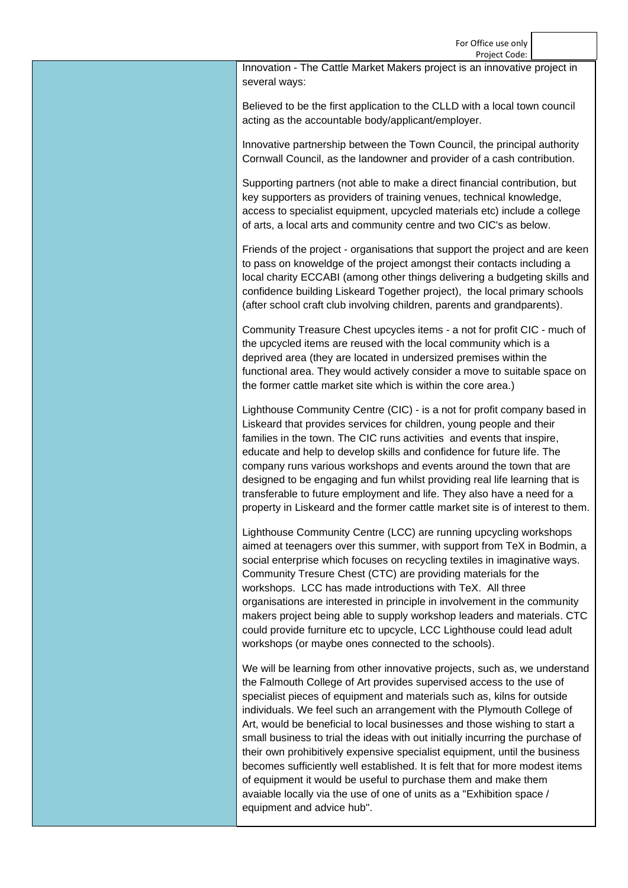For Office use only
Project Code:

Innovation - The Cattle Market Makers project is an innovative project in several ways:

Believed to be the first application to the CLLD with a local town council acting as the accountable body/applicant/employer.

Innovative partnership between the Town Council, the principal authority Cornwall Council, as the landowner and provider of a cash contribution.

Supporting partners (not able to make a direct financial contribution, but key supporters as providers of training venues, technical knowledge, access to specialist equipment, upcycled materials etc) include a college of arts, a local arts and community centre and two CIC's as below.

Friends of the project - organisations that support the project and are keen to pass on knoweldge of the project amongst their contacts including a local charity ECCABI (among other things delivering a budgeting skills and confidence building Liskeard Together project), the local primary schools (after school craft club involving children, parents and grandparents).

Community Treasure Chest upcycles items - a not for profit CIC - much of the upcycled items are reused with the local community which is a deprived area (they are located in undersized premises within the functional area. They would actively consider a move to suitable space on the former cattle market site which is within the core area.)

Lighthouse Community Centre (CIC) - is a not for profit company based in Liskeard that provides services for children, young people and their families in the town. The CIC runs activities and events that inspire, educate and help to develop skills and confidence for future life. The company runs various workshops and events around the town that are designed to be engaging and fun whilst providing real life learning that is transferable to future employment and life. They also have a need for a property in Liskeard and the former cattle market site is of interest to them.

Lighthouse Community Centre (LCC) are running upcycling workshops aimed at teenagers over this summer, with support from TeX in Bodmin, a social enterprise which focuses on recycling textiles in imaginative ways. Community Tresure Chest (CTC) are providing materials for the workshops. LCC has made introductions with TeX. All three organisations are interested in principle in involvement in the community makers project being able to supply workshop leaders and materials. CTC could provide furniture etc to upcycle, LCC Lighthouse could lead adult workshops (or maybe ones connected to the schools).

We will be learning from other innovative projects, such as, we understand the Falmouth College of Art provides supervised access to the use of specialist pieces of equipment and materials such as, kilns for outside individuals. We feel such an arrangement with the Plymouth College of Art, would be beneficial to local businesses and those wishing to start a small business to trial the ideas with out initially incurring the purchase of their own prohibitively expensive specialist equipment, until the business becomes sufficiently well established. It is felt that for more modest items of equipment it would be useful to purchase them and make them avaiable locally via the use of one of units as a "Exhibition space / equipment and advice hub".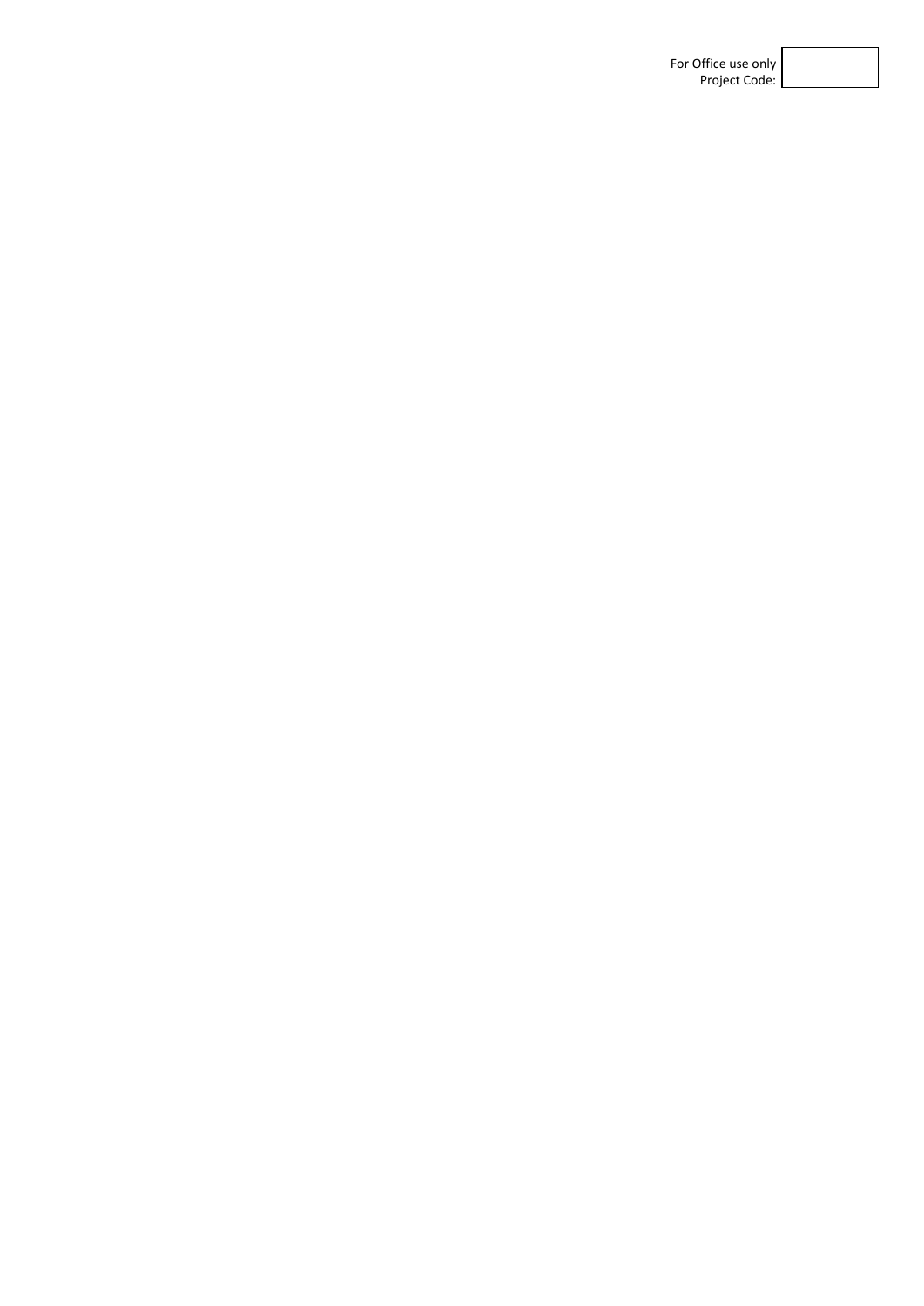For Office use only
Project Code:

|  |
|---|
|  |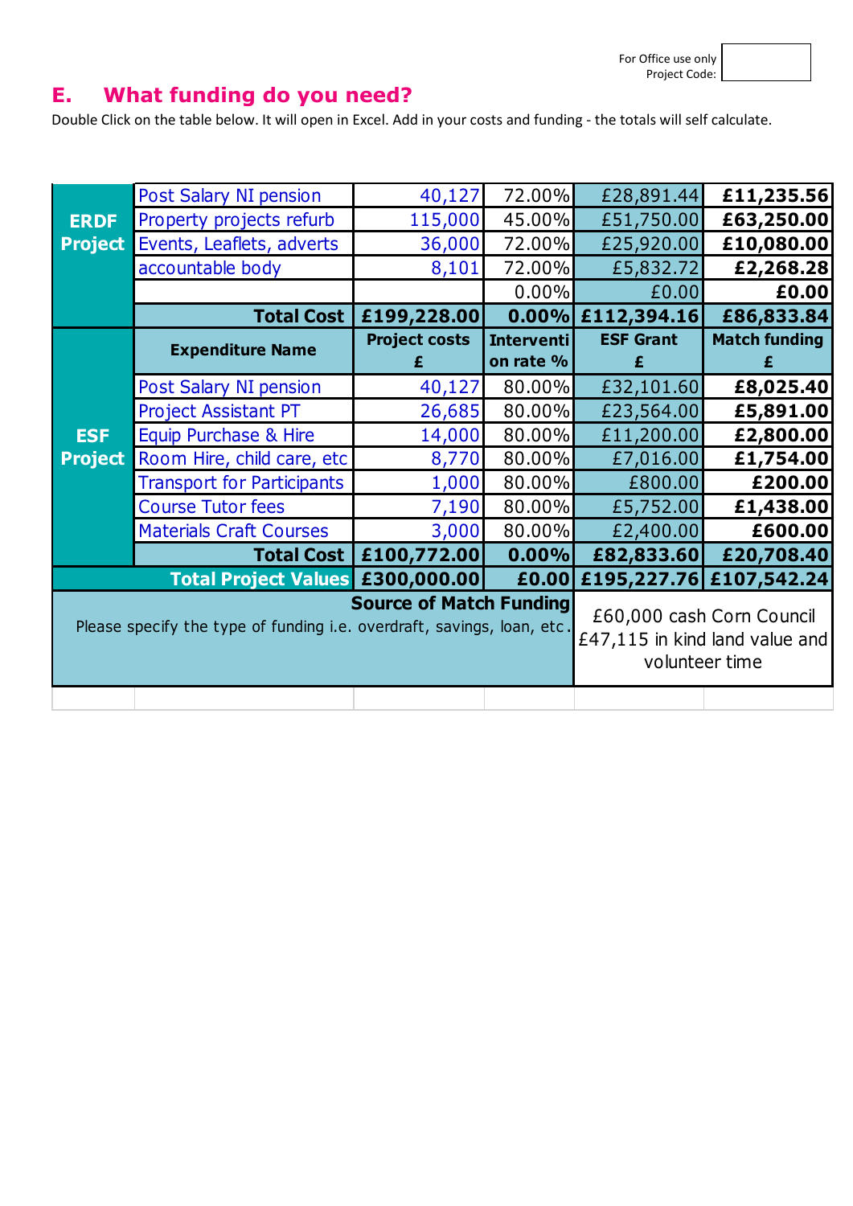For Office use only
Project Code:

## E. What funding do you need?

Double Click on the table below. It will open in Excel. Add in your costs and funding - the totals will self calculate.

| | Expenditure Name | Project costs £ | Intervention rate % | ESF Grant £ | Match funding £ |
|---|---|---|---|---|---|
| ERDF Project | Post Salary NI pension | 40,127 | 72.00% | £28,891.44 | **£11,235.56** |
| | Property projects refurb | 115,000 | 45.00% | £51,750.00 | **£63,250.00** |
| | Events, Leaflets, adverts | 36,000 | 72.00% | £25,920.00 | **£10,080.00** |
| | accountable body | 8,101 | 72.00% | £5,832.72 | **£2,268.28** |
| | | | 0.00% | £0.00 | **£0.00** |
| | **Total Cost** | **£199,228.00** | **0.00%** | **£112,394.16** | **£86,833.84** |
| ESF Project | Post Salary NI pension | 40,127 | 80.00% | £32,101.60 | **£8,025.40** |
| | Project Assistant PT | 26,685 | 80.00% | £23,564.00 | **£5,891.00** |
| | Equip Purchase & Hire | 14,000 | 80.00% | £11,200.00 | **£2,800.00** |
| | Room Hire, child care, etc | 8,770 | 80.00% | £7,016.00 | **£1,754.00** |
| | Transport for Participants | 1,000 | 80.00% | £800.00 | **£200.00** |
| | Course Tutor fees | 7,190 | 80.00% | £5,752.00 | **£1,438.00** |
| | Materials Craft Courses | 3,000 | 80.00% | £2,400.00 | **£600.00** |
| | **Total Cost** | **£100,772.00** | **0.00%** | **£82,833.60** | **£20,708.40** |
| | **Total Project Values** | **£300,000.00** | **£0.00** | **£195,227.76** | **£107,542.24** |
| **Source of Match Funding** Please specify the type of funding i.e. overdraft, savings, loan, etc. | | | | £60,000 cash Corn Council £47,115 in kind land value and volunteer time | |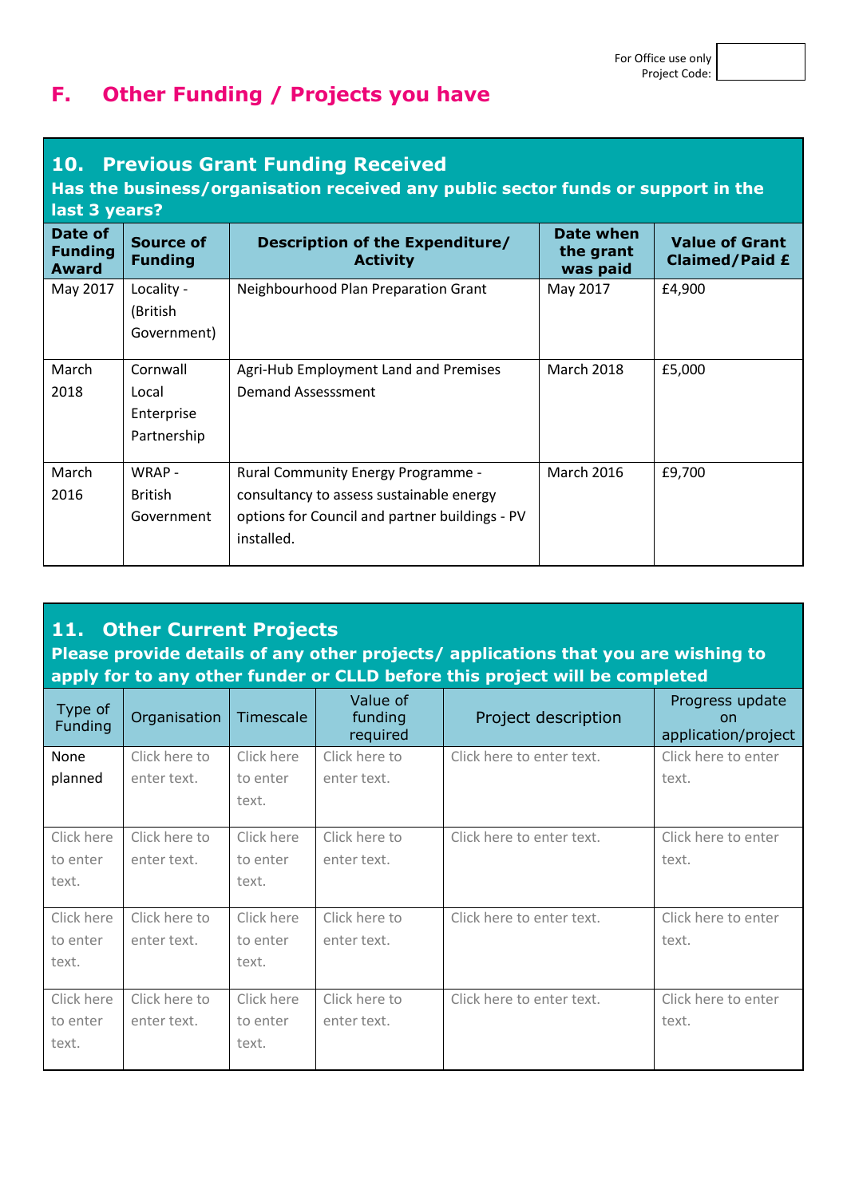For Office use only
Project Code:

## F. Other Funding / Projects you have

### 10. Previous Grant Funding Received

**Has the business/organisation received any public sector funds or support in the last 3 years?**

| Date of Funding Award | Source of Funding | Description of the Expenditure/ Activity | Date when the grant was paid | Value of Grant Claimed/Paid £ |
|---|---|---|---|---|
| May 2017 | Locality - (British Government) | Neighbourhood Plan Preparation Grant | May 2017 | £4,900 |
| March 2018 | Cornwall Local Enterprise Partnership | Agri-Hub Employment Land and Premises Demand Assesssment | March 2018 | £5,000 |
| March 2016 | WRAP - British Government | Rural Community Energy Programme - consultancy to assess sustainable energy options for Council and partner buildings - PV installed. | March 2016 | £9,700 |

### 11. Other Current Projects

**Please provide details of any other projects/ applications that you are wishing to apply for to any other funder or CLLD before this project will be completed**

| Type of Funding | Organisation | Timescale | Value of funding required | Project description | Progress update on application/project |
|---|---|---|---|---|---|
| None planned | Click here to enter text. | Click here to enter text. | Click here to enter text. | Click here to enter text. | Click here to enter text. |
| Click here to enter text. | Click here to enter text. | Click here to enter text. | Click here to enter text. | Click here to enter text. | Click here to enter text. |
| Click here to enter text. | Click here to enter text. | Click here to enter text. | Click here to enter text. | Click here to enter text. | Click here to enter text. |
| Click here to enter text. | Click here to enter text. | Click here to enter text. | Click here to enter text. | Click here to enter text. | Click here to enter text. |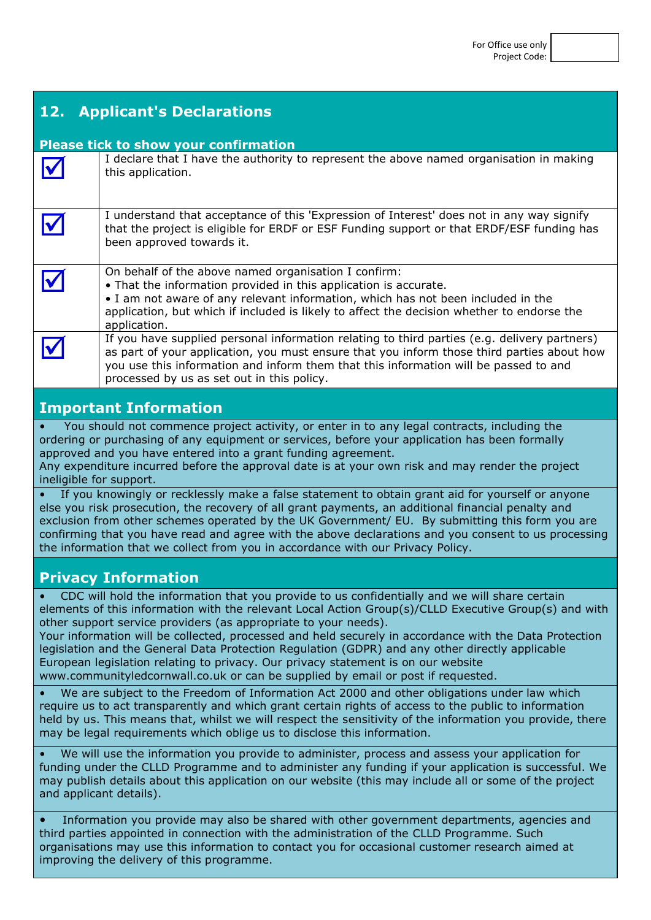For Office use only
Project Code:

## 12. Applicant's Declarations

**Please tick to show your confirmation**

| | |
|---|---|
| ☑ | I declare that I have the authority to represent the above named organisation in making this application. |
| ☑ | I understand that acceptance of this 'Expression of Interest' does not in any way signify that the project is eligible for ERDF or ESF Funding support or that ERDF/ESF funding has been approved towards it. |
| ☑ | On behalf of the above named organisation I confirm:<br>• That the information provided in this application is accurate.<br>• I am not aware of any relevant information, which has not been included in the application, but which if included is likely to affect the decision whether to endorse the application. |
| ☑ | If you have supplied personal information relating to third parties (e.g. delivery partners) as part of your application, you must ensure that you inform those third parties about how you use this information and inform them that this information will be passed to and processed by us as set out in this policy. |

## Important Information

- You should not commence project activity, or enter in to any legal contracts, including the ordering or purchasing of any equipment or services, before your application has been formally approved and you have entered into a grant funding agreement.
  Any expenditure incurred before the approval date is at your own risk and may render the project ineligible for support.
- If you knowingly or recklessly make a false statement to obtain grant aid for yourself or anyone else you risk prosecution, the recovery of all grant payments, an additional financial penalty and exclusion from other schemes operated by the UK Government/ EU. By submitting this form you are confirming that you have read and agree with the above declarations and you consent to us processing the information that we collect from you in accordance with our Privacy Policy.

## Privacy Information

- CDC will hold the information that you provide to us confidentially and we will share certain elements of this information with the relevant Local Action Group(s)/CLLD Executive Group(s) and with other support service providers (as appropriate to your needs).
  Your information will be collected, processed and held securely in accordance with the Data Protection legislation and the General Data Protection Regulation (GDPR) and any other directly applicable European legislation relating to privacy. Our privacy statement is on our website www.communityledcornwall.co.uk or can be supplied by email or post if requested.
- We are subject to the Freedom of Information Act 2000 and other obligations under law which require us to act transparently and which grant certain rights of access to the public to information held by us. This means that, whilst we will respect the sensitivity of the information you provide, there may be legal requirements which oblige us to disclose this information.
- We will use the information you provide to administer, process and assess your application for funding under the CLLD Programme and to administer any funding if your application is successful. We may publish details about this application on our website (this may include all or some of the project and applicant details).
- Information you provide may also be shared with other government departments, agencies and third parties appointed in connection with the administration of the CLLD Programme. Such organisations may use this information to contact you for occasional customer research aimed at improving the delivery of this programme.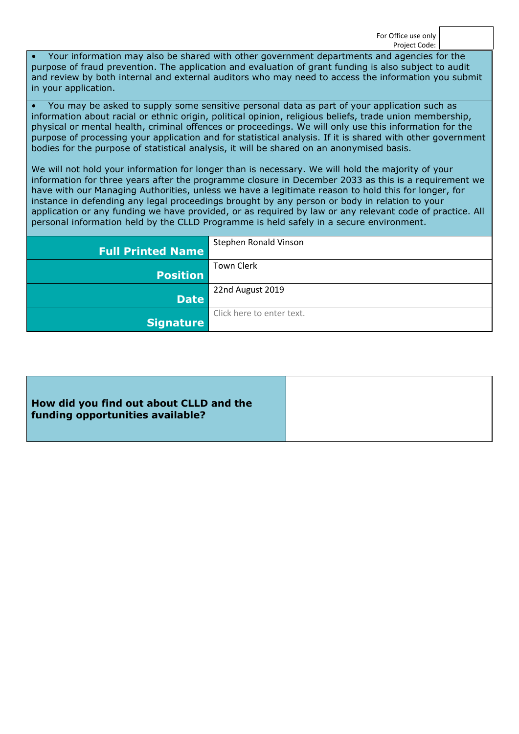For Office use only
Project Code:

- Your information may also be shared with other government departments and agencies for the purpose of fraud prevention. The application and evaluation of grant funding is also subject to audit and review by both internal and external auditors who may need to access the information you submit in your application.

- You may be asked to supply some sensitive personal data as part of your application such as information about racial or ethnic origin, political opinion, religious beliefs, trade union membership, physical or mental health, criminal offences or proceedings. We will only use this information for the purpose of processing your application and for statistical analysis. If it is shared with other government bodies for the purpose of statistical analysis, it will be shared on an anonymised basis.

We will not hold your information for longer than is necessary. We will hold the majority of your information for three years after the programme closure in December 2033 as this is a requirement we have with our Managing Authorities, unless we have a legitimate reason to hold this for longer, for instance in defending any legal proceedings brought by any person or body in relation to your application or any funding we have provided, or as required by law or any relevant code of practice. All personal information held by the CLLD Programme is held safely in a secure environment.

| | |
|---|---|
| **Full Printed Name** | Stephen Ronald Vinson |
| **Position** | Town Clerk |
| **Date** | 22nd August 2019 |
| **Signature** | Click here to enter text. |

| | |
|---|---|
| **How did you find out about CLLD and the funding opportunities available?** | |